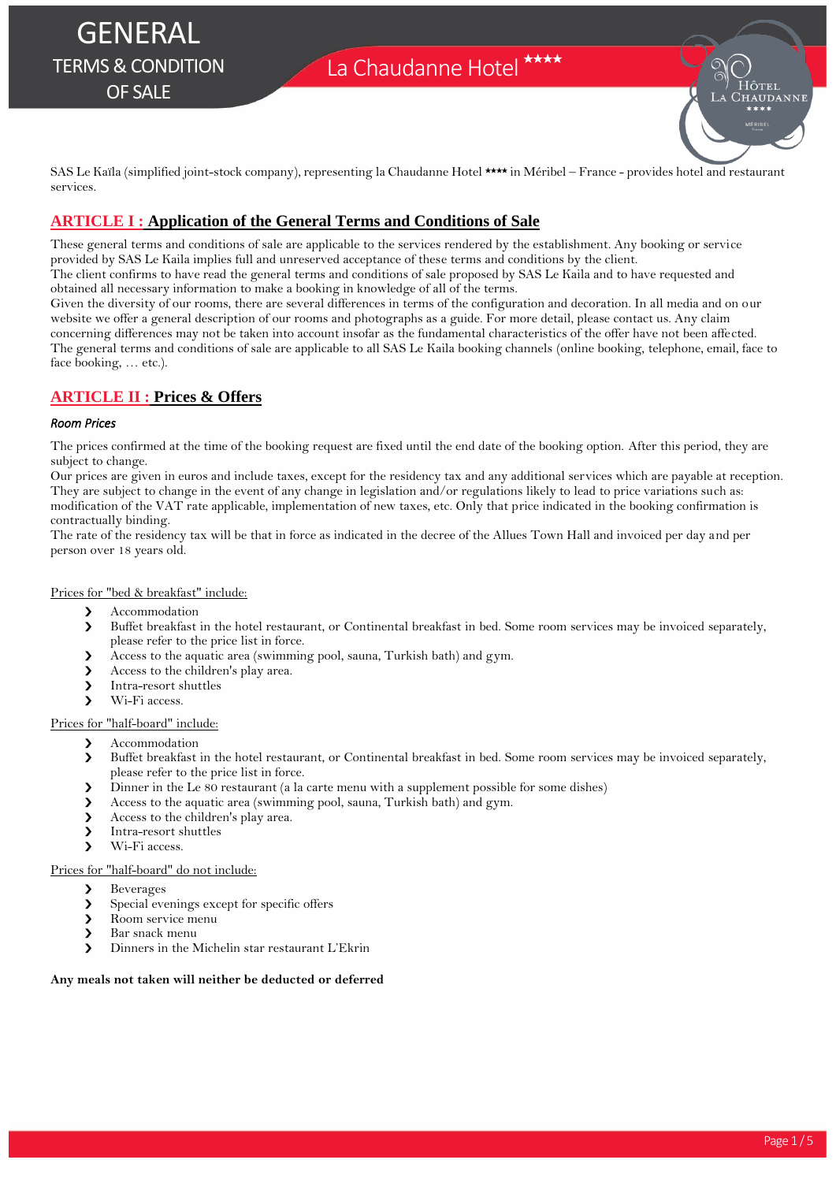# GENERAL TERMS & CONDITION OF SALE

## La Chaudanne Hotel ****

SAS Le Kaïla (simplified joint-stock company), representing la Chaudanne Hotel **** in Méribel – France - provides hotel and restaurant services.

## ARTICLE I : Application of the General Terms and Conditions of Sale

These general terms and conditions of sale are applicable to the services rendered by the establishment. Any booking or service provided by SAS Le Kaila implies full and unreserved acceptance of these terms and conditions by the client.
The client confirms to have read the general terms and conditions of sale proposed by SAS Le Kaila and to have requested and obtained all necessary information to make a booking in knowledge of all of the terms.
Given the diversity of our rooms, there are several differences in terms of the configuration and decoration. In all media and on our website we offer a general description of our rooms and photographs as a guide. For more detail, please contact us. Any claim concerning differences may not be taken into account insofar as the fundamental characteristics of the offer have not been affected.
The general terms and conditions of sale are applicable to all SAS Le Kaila booking channels (online booking, telephone, email, face to face booking, … etc.).

## ARTICLE II : Prices & Offers

### *Room Prices*

The prices confirmed at the time of the booking request are fixed until the end date of the booking option. After this period, they are subject to change.
Our prices are given in euros and include taxes, except for the residency tax and any additional services which are payable at reception. They are subject to change in the event of any change in legislation and/or regulations likely to lead to price variations such as: modification of the VAT rate applicable, implementation of new taxes, etc. Only that price indicated in the booking confirmation is contractually binding.
The rate of the residency tax will be that in force as indicated in the decree of the Allues Town Hall and invoiced per day and per person over 18 years old.

Prices for "bed & breakfast" include:

- Accommodation
- Buffet breakfast in the hotel restaurant, or Continental breakfast in bed. Some room services may be invoiced separately, please refer to the price list in force.
- Access to the aquatic area (swimming pool, sauna, Turkish bath) and gym.
- Access to the children's play area.
- Intra-resort shuttles
- Wi-Fi access.

Prices for "half-board" include:

- Accommodation
- Buffet breakfast in the hotel restaurant, or Continental breakfast in bed. Some room services may be invoiced separately, please refer to the price list in force.
- Dinner in the Le 80 restaurant (a la carte menu with a supplement possible for some dishes)
- Access to the aquatic area (swimming pool, sauna, Turkish bath) and gym.
- Access to the children's play area.
- Intra-resort shuttles
- Wi-Fi access.

Prices for "half-board" do not include:

- Beverages
- Special evenings except for specific offers
- Room service menu
- Bar snack menu
- Dinners in the Michelin star restaurant L'Ekrin

**Any meals not taken will neither be deducted or deferred**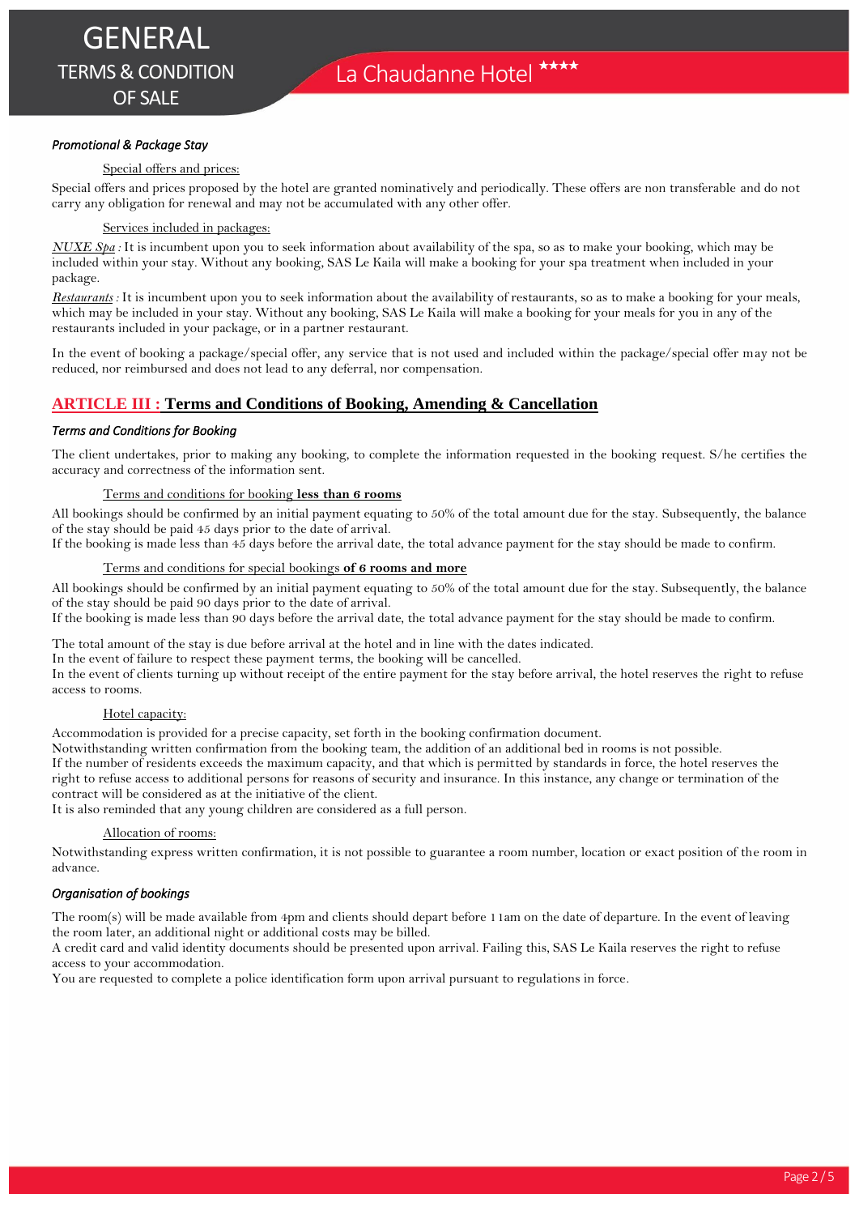*Promotional & Package Stay*

Special offers and prices:

Special offers and prices proposed by the hotel are granted nominatively and periodically. These offers are non transferable and do not carry any obligation for renewal and may not be accumulated with any other offer.

Services included in packages:

*NUXE Spa* : It is incumbent upon you to seek information about availability of the spa, so as to make your booking, which may be included within your stay. Without any booking, SAS Le Kaila will make a booking for your spa treatment when included in your package.

*Restaurants* : It is incumbent upon you to seek information about the availability of restaurants, so as to make a booking for your meals, which may be included in your stay. Without any booking, SAS Le Kaila will make a booking for your meals for you in any of the restaurants included in your package, or in a partner restaurant.

In the event of booking a package/special offer, any service that is not used and included within the package/special offer may not be reduced, nor reimbursed and does not lead to any deferral, nor compensation.

## ARTICLE III : Terms and Conditions of Booking, Amending & Cancellation

*Terms and Conditions for Booking*

The client undertakes, prior to making any booking, to complete the information requested in the booking request. S/he certifies the accuracy and correctness of the information sent.

Terms and conditions for booking **less than 6 rooms**

All bookings should be confirmed by an initial payment equating to 50% of the total amount due for the stay. Subsequently, the balance of the stay should be paid 45 days prior to the date of arrival.
If the booking is made less than 45 days before the arrival date, the total advance payment for the stay should be made to confirm.

Terms and conditions for special bookings **of 6 rooms and more**

All bookings should be confirmed by an initial payment equating to 50% of the total amount due for the stay. Subsequently, the balance of the stay should be paid 90 days prior to the date of arrival.
If the booking is made less than 90 days before the arrival date, the total advance payment for the stay should be made to confirm.

The total amount of the stay is due before arrival at the hotel and in line with the dates indicated.
In the event of failure to respect these payment terms, the booking will be cancelled.
In the event of clients turning up without receipt of the entire payment for the stay before arrival, the hotel reserves the right to refuse access to rooms.

Hotel capacity:

Accommodation is provided for a precise capacity, set forth in the booking confirmation document.
Notwithstanding written confirmation from the booking team, the addition of an additional bed in rooms is not possible.
If the number of residents exceeds the maximum capacity, and that which is permitted by standards in force, the hotel reserves the right to refuse access to additional persons for reasons of security and insurance. In this instance, any change or termination of the contract will be considered as at the initiative of the client.
It is also reminded that any young children are considered as a full person.

Allocation of rooms:

Notwithstanding express written confirmation, it is not possible to guarantee a room number, location or exact position of the room in advance.

*Organisation of bookings*

The room(s) will be made available from 4pm and clients should depart before 11am on the date of departure. In the event of leaving the room later, an additional night or additional costs may be billed.
A credit card and valid identity documents should be presented upon arrival. Failing this, SAS Le Kaila reserves the right to refuse access to your accommodation.
You are requested to complete a police identification form upon arrival pursuant to regulations in force.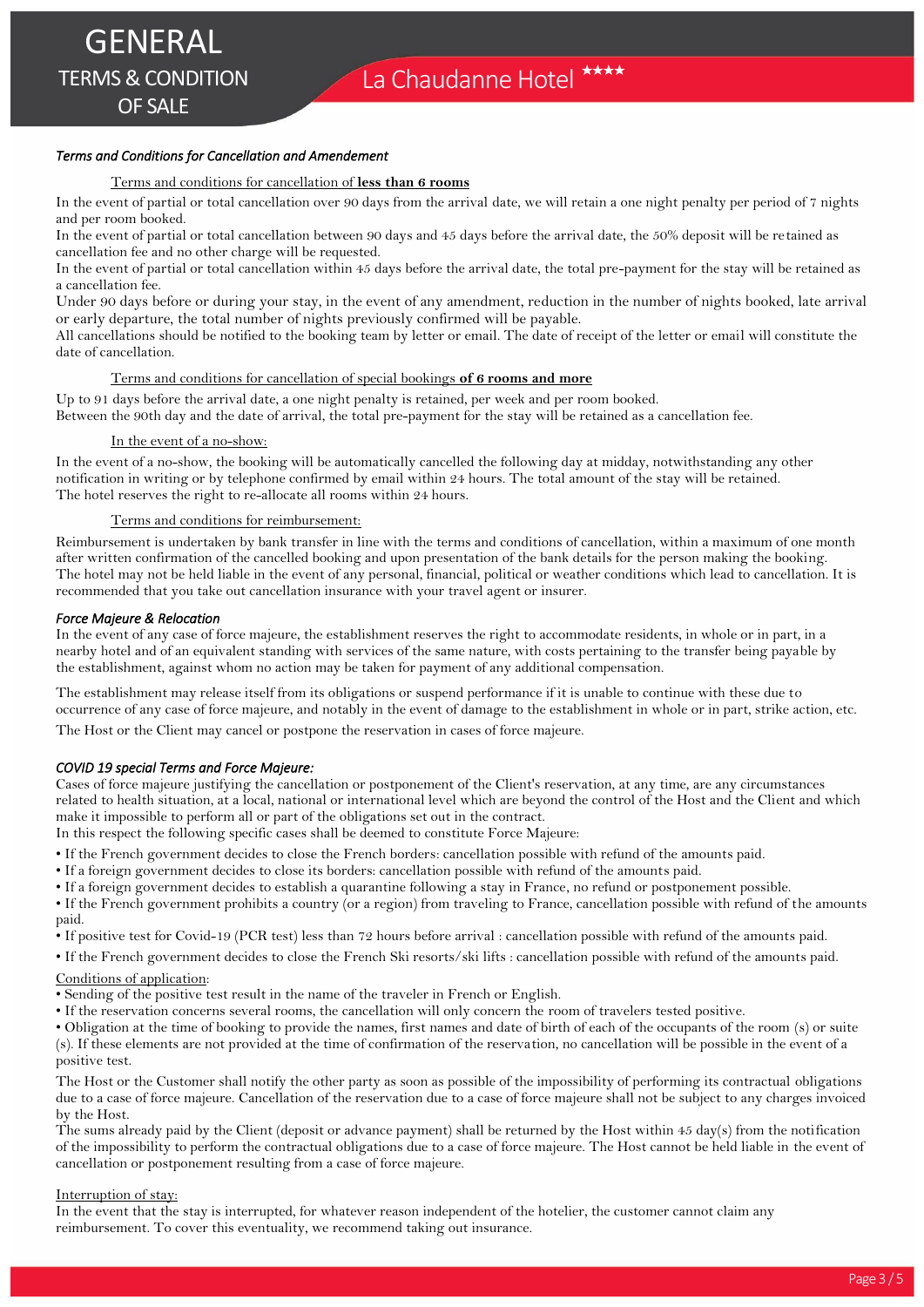*Terms and Conditions for Cancellation and Amendement*

<u>Terms and conditions for cancellation of **less than 6 rooms**</u>

In the event of partial or total cancellation over 90 days from the arrival date, we will retain a one night penalty per period of 7 nights and per room booked.
In the event of partial or total cancellation between 90 days and 45 days before the arrival date, the 50% deposit will be retained as cancellation fee and no other charge will be requested.
In the event of partial or total cancellation within 45 days before the arrival date, the total pre-payment for the stay will be retained as a cancellation fee.
Under 90 days before or during your stay, in the event of any amendment, reduction in the number of nights booked, late arrival or early departure, the total number of nights previously confirmed will be payable.
All cancellations should be notified to the booking team by letter or email. The date of receipt of the letter or email will constitute the date of cancellation.

<u>Terms and conditions for cancellation of special bookings **of 6 rooms and more**</u>

Up to 91 days before the arrival date, a one night penalty is retained, per week and per room booked.
Between the 90th day and the date of arrival, the total pre-payment for the stay will be retained as a cancellation fee.

<u>In the event of a no-show:</u>

In the event of a no-show, the booking will be automatically cancelled the following day at midday, notwithstanding any other notification in writing or by telephone confirmed by email within 24 hours. The total amount of the stay will be retained.
The hotel reserves the right to re-allocate all rooms within 24 hours.

<u>Terms and conditions for reimbursement:</u>

Reimbursement is undertaken by bank transfer in line with the terms and conditions of cancellation, within a maximum of one month after written confirmation of the cancelled booking and upon presentation of the bank details for the person making the booking.
The hotel may not be held liable in the event of any personal, financial, political or weather conditions which lead to cancellation. It is recommended that you take out cancellation insurance with your travel agent or insurer.

*Force Majeure & Relocation*

In the event of any case of force majeure, the establishment reserves the right to accommodate residents, in whole or in part, in a nearby hotel and of an equivalent standing with services of the same nature, with costs pertaining to the transfer being payable by the establishment, against whom no action may be taken for payment of any additional compensation.

The establishment may release itself from its obligations or suspend performance if it is unable to continue with these due to occurrence of any case of force majeure, and notably in the event of damage to the establishment in whole or in part, strike action, etc.

The Host or the Client may cancel or postpone the reservation in cases of force majeure.

*COVID 19 special Terms and Force Majeure:*

Cases of force majeure justifying the cancellation or postponement of the Client's reservation, at any time, are any circumstances related to health situation, at a local, national or international level which are beyond the control of the Host and the Client and which make it impossible to perform all or part of the obligations set out in the contract.
In this respect the following specific cases shall be deemed to constitute Force Majeure:

- If the French government decides to close the French borders: cancellation possible with refund of the amounts paid.
- If a foreign government decides to close its borders: cancellation possible with refund of the amounts paid.
- If a foreign government decides to establish a quarantine following a stay in France, no refund or postponement possible.
- If the French government prohibits a country (or a region) from traveling to France, cancellation possible with refund of the amounts paid.
- If positive test for Covid-19 (PCR test) less than 72 hours before arrival : cancellation possible with refund of the amounts paid.
- If the French government decides to close the French Ski resorts/ski lifts : cancellation possible with refund of the amounts paid.

<u>Conditions of application</u>:

- Sending of the positive test result in the name of the traveler in French or English.
- If the reservation concerns several rooms, the cancellation will only concern the room of travelers tested positive.
- Obligation at the time of booking to provide the names, first names and date of birth of each of the occupants of the room (s) or suite (s). If these elements are not provided at the time of confirmation of the reservation, no cancellation will be possible in the event of a positive test.

The Host or the Customer shall notify the other party as soon as possible of the impossibility of performing its contractual obligations due to a case of force majeure. Cancellation of the reservation due to a case of force majeure shall not be subject to any charges invoiced by the Host.
The sums already paid by the Client (deposit or advance payment) shall be returned by the Host within 45 day(s) from the notification of the impossibility to perform the contractual obligations due to a case of force majeure. The Host cannot be held liable in the event of cancellation or postponement resulting from a case of force majeure.

<u>Interruption of stay:</u>

In the event that the stay is interrupted, for whatever reason independent of the hotelier, the customer cannot claim any reimbursement. To cover this eventuality, we recommend taking out insurance.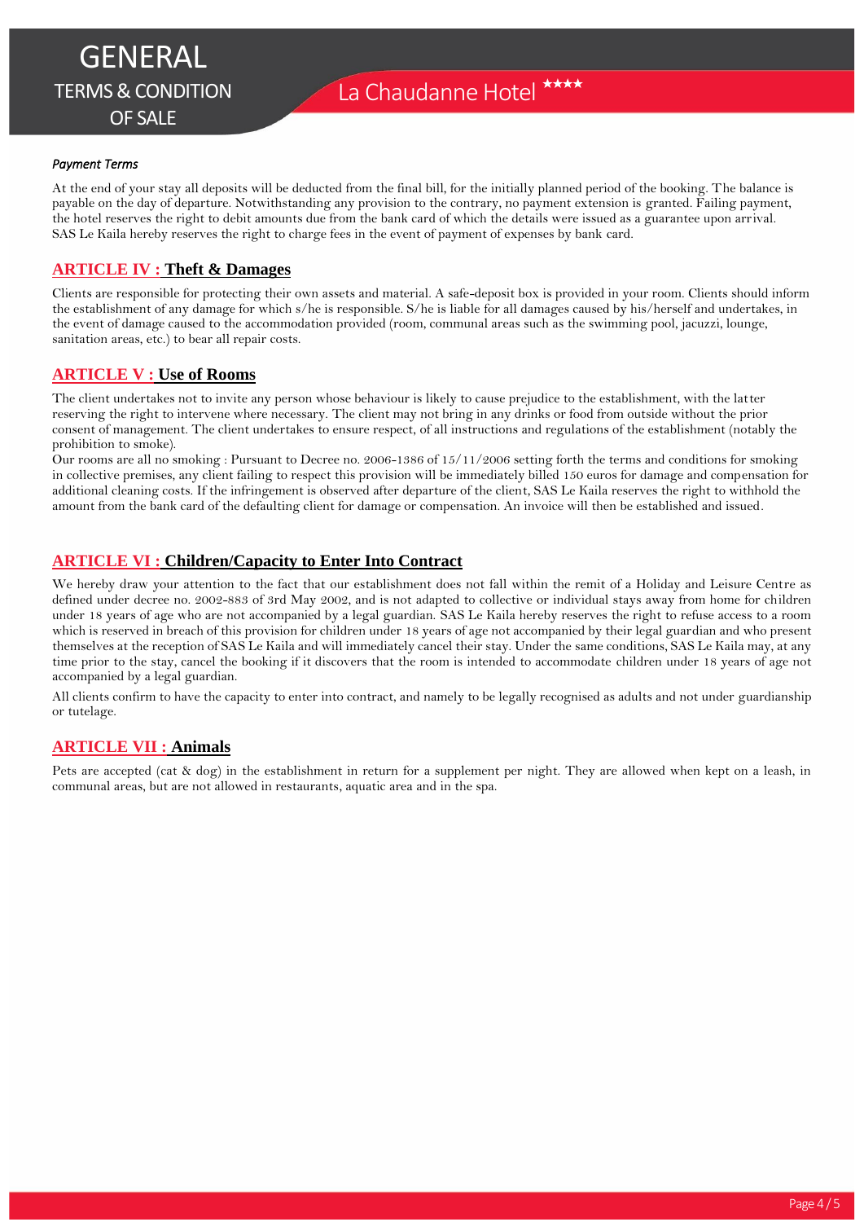*Payment Terms*

At the end of your stay all deposits will be deducted from the final bill, for the initially planned period of the booking. The balance is payable on the day of departure. Notwithstanding any provision to the contrary, no payment extension is granted. Failing payment, the hotel reserves the right to debit amounts due from the bank card of which the details were issued as a guarantee upon arrival. SAS Le Kaila hereby reserves the right to charge fees in the event of payment of expenses by bank card.

## ARTICLE IV : Theft & Damages

Clients are responsible for protecting their own assets and material. A safe-deposit box is provided in your room. Clients should inform the establishment of any damage for which s/he is responsible. S/he is liable for all damages caused by his/herself and undertakes, in the event of damage caused to the accommodation provided (room, communal areas such as the swimming pool, jacuzzi, lounge, sanitation areas, etc.) to bear all repair costs.

## ARTICLE V : Use of Rooms

The client undertakes not to invite any person whose behaviour is likely to cause prejudice to the establishment, with the latter reserving the right to intervene where necessary. The client may not bring in any drinks or food from outside without the prior consent of management. The client undertakes to ensure respect, of all instructions and regulations of the establishment (notably the prohibition to smoke).
Our rooms are all no smoking : Pursuant to Decree no. 2006-1386 of 15/11/2006 setting forth the terms and conditions for smoking in collective premises, any client failing to respect this provision will be immediately billed 150 euros for damage and compensation for additional cleaning costs. If the infringement is observed after departure of the client, SAS Le Kaila reserves the right to withhold the amount from the bank card of the defaulting client for damage or compensation. An invoice will then be established and issued.

## ARTICLE VI : Children/Capacity to Enter Into Contract

We hereby draw your attention to the fact that our establishment does not fall within the remit of a Holiday and Leisure Centre as defined under decree no. 2002-883 of 3rd May 2002, and is not adapted to collective or individual stays away from home for children under 18 years of age who are not accompanied by a legal guardian. SAS Le Kaila hereby reserves the right to refuse access to a room which is reserved in breach of this provision for children under 18 years of age not accompanied by their legal guardian and who present themselves at the reception of SAS Le Kaila and will immediately cancel their stay. Under the same conditions, SAS Le Kaila may, at any time prior to the stay, cancel the booking if it discovers that the room is intended to accommodate children under 18 years of age not accompanied by a legal guardian.

All clients confirm to have the capacity to enter into contract, and namely to be legally recognised as adults and not under guardianship or tutelage.

## ARTICLE VII : Animals

Pets are accepted (cat & dog) in the establishment in return for a supplement per night. They are allowed when kept on a leash, in communal areas, but are not allowed in restaurants, aquatic area and in the spa.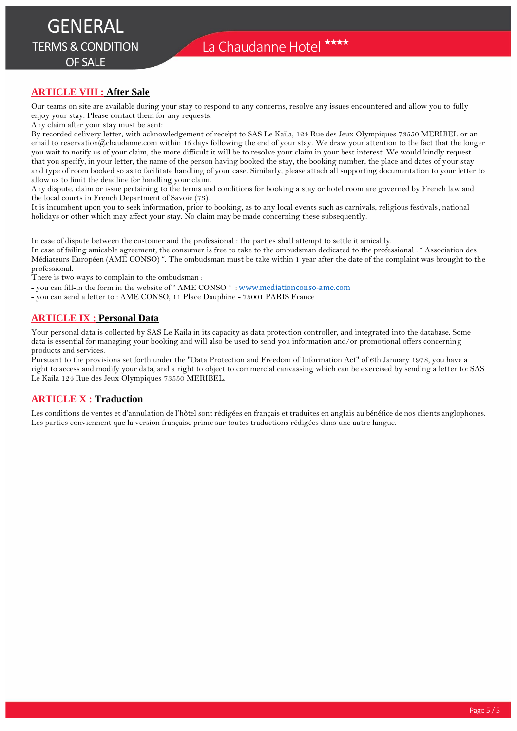## ARTICLE VIII : After Sale

Our teams on site are available during your stay to respond to any concerns, resolve any issues encountered and allow you to fully enjoy your stay. Please contact them for any requests.
Any claim after your stay must be sent:
By recorded delivery letter, with acknowledgement of receipt to SAS Le Kaila, 124 Rue des Jeux Olympiques 73550 MERIBEL or an email to reservation@chaudanne.com within 15 days following the end of your stay. We draw your attention to the fact that the longer you wait to notify us of your claim, the more difficult it will be to resolve your claim in your best interest. We would kindly request that you specify, in your letter, the name of the person having booked the stay, the booking number, the place and dates of your stay and type of room booked so as to facilitate handling of your case. Similarly, please attach all supporting documentation to your letter to allow us to limit the deadline for handling your claim.
Any dispute, claim or issue pertaining to the terms and conditions for booking a stay or hotel room are governed by French law and the local courts in French Department of Savoie (73).
It is incumbent upon you to seek information, prior to booking, as to any local events such as carnivals, religious festivals, national holidays or other which may affect your stay. No claim may be made concerning these subsequently.

In case of dispute between the customer and the professional : the parties shall attempt to settle it amicably.
In case of failing amicable agreement, the consumer is free to take to the ombudsman dedicated to the professional : " Association des Médiateurs Européen (AME CONSO) ". The ombudsman must be take within 1 year after the date of the complaint was brought to the professional.
There is two ways to complain to the ombudsman :
- you can fill-in the form in the website of " AME CONSO " : www.mediationconso-ame.com
- you can send a letter to : AME CONSO, 11 Place Dauphine - 75001 PARIS France

## ARTICLE IX : Personal Data

Your personal data is collected by SAS Le Kaila in its capacity as data protection controller, and integrated into the database. Some data is essential for managing your booking and will also be used to send you information and/or promotional offers concerning products and services.
Pursuant to the provisions set forth under the "Data Protection and Freedom of Information Act" of 6th January 1978, you have a right to access and modify your data, and a right to object to commercial canvassing which can be exercised by sending a letter to: SAS Le Kaila 124 Rue des Jeux Olympiques 73550 MERIBEL.

## ARTICLE X : Traduction

Les conditions de ventes et d'annulation de l'hôtel sont rédigées en français et traduites en anglais au bénéfice de nos clients anglophones. Les parties conviennent que la version française prime sur toutes traductions rédigées dans une autre langue.